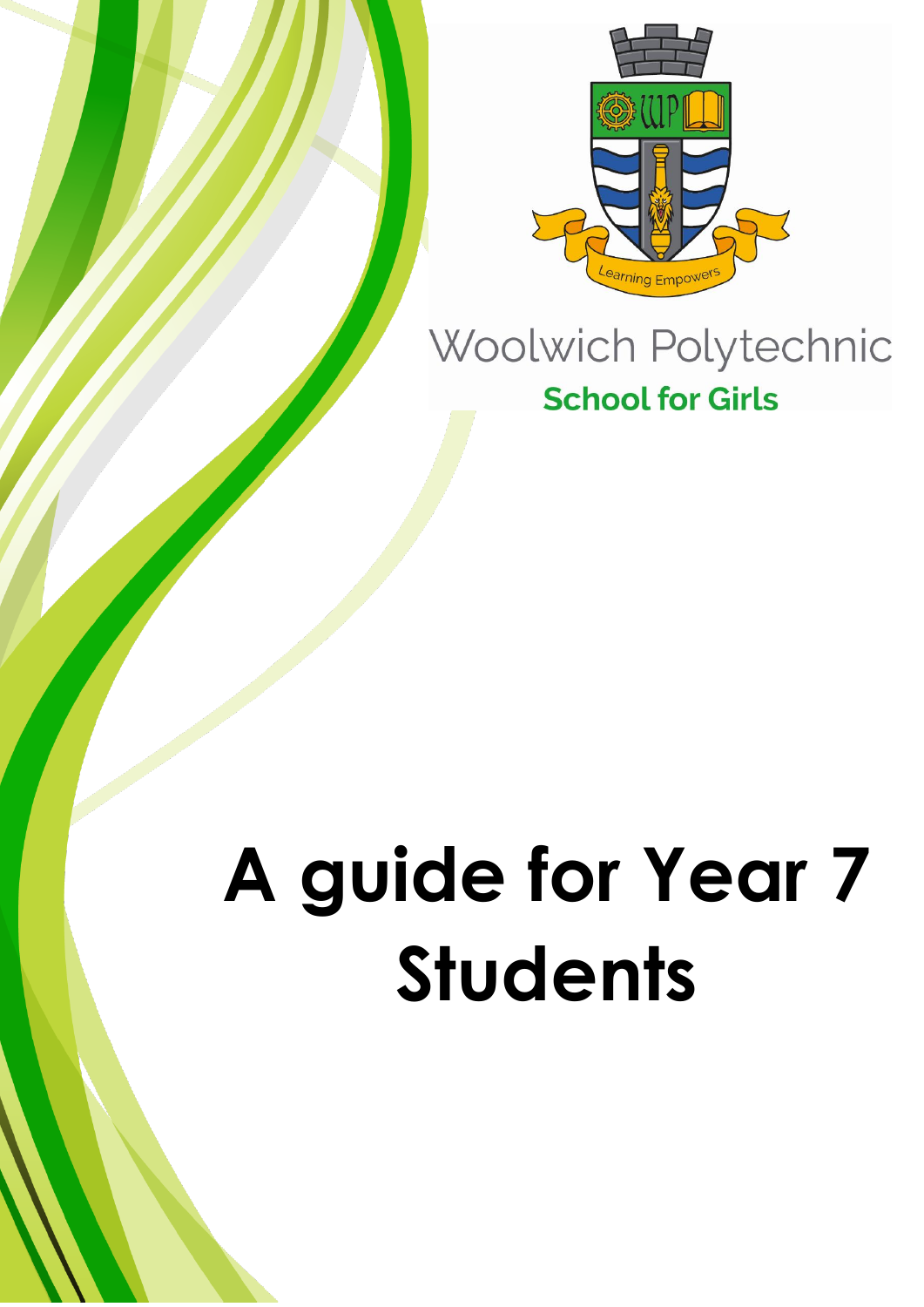Learning Empowers

Woolwich Polytechnic

**School for Girls**

# A guide for Year 7 Students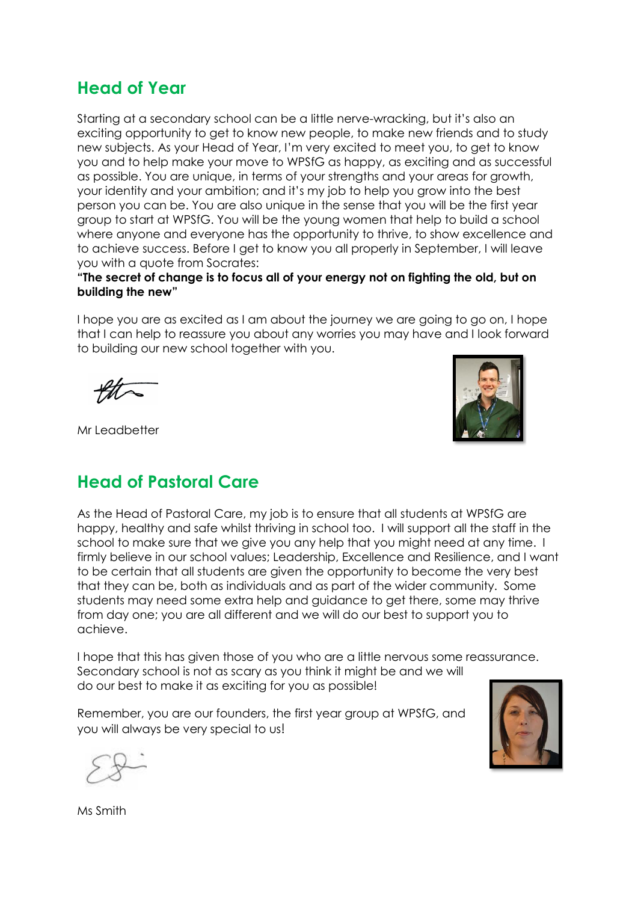## Head of Year

Starting at a secondary school can be a little nerve-wracking, but it's also an exciting opportunity to get to know new people, to make new friends and to study new subjects. As your Head of Year, I'm very excited to meet you, to get to know you and to help make your move to WPSfG as happy, as exciting and as successful as possible. You are unique, in terms of your strengths and your areas for growth, your identity and your ambition; and it's my job to help you grow into the best person you can be. You are also unique in the sense that you will be the first year group to start at WPSfG. You will be the young women that help to build a school where anyone and everyone has the opportunity to thrive, to show excellence and to achieve success. Before I get to know you all properly in September, I will leave you with a quote from Socrates:
**"The secret of change is to focus all of your energy not on fighting the old, but on building the new"**

I hope you are as excited as I am about the journey we are going to go on, I hope that I can help to reassure you about any worries you may have and I look forward to building our new school together with you.

Mr Leadbetter

## Head of Pastoral Care

As the Head of Pastoral Care, my job is to ensure that all students at WPSfG are happy, healthy and safe whilst thriving in school too. I will support all the staff in the school to make sure that we give you any help that you might need at any time. I firmly believe in our school values; Leadership, Excellence and Resilience, and I want to be certain that all students are given the opportunity to become the very best that they can be, both as individuals and as part of the wider community. Some students may need some extra help and guidance to get there, some may thrive from day one; you are all different and we will do our best to support you to achieve.

I hope that this has given those of you who are a little nervous some reassurance. Secondary school is not as scary as you think it might be and we will do our best to make it as exciting for you as possible!

Remember, you are our founders, the first year group at WPSfG, and you will always be very special to us!

Ms Smith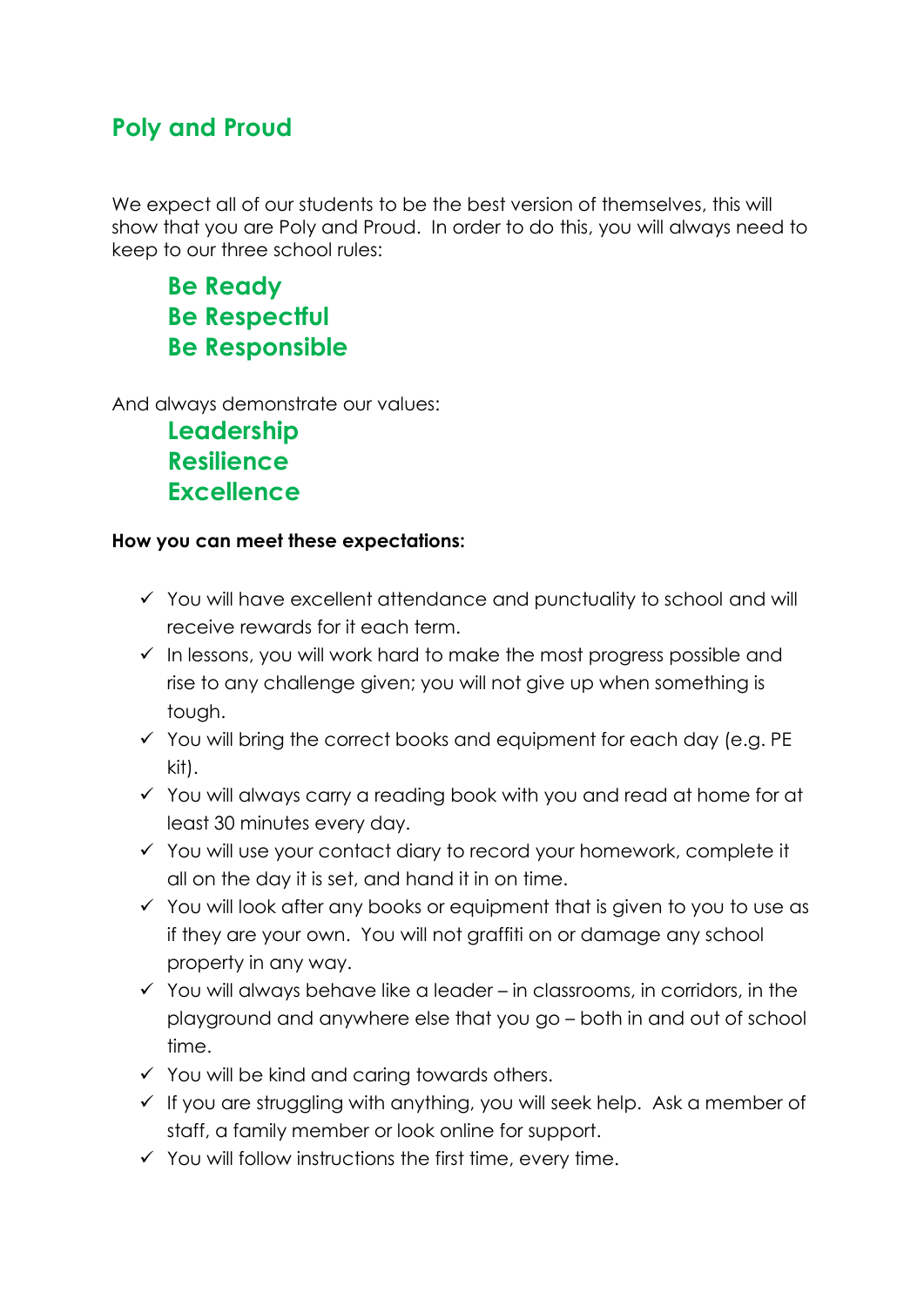## Poly and Proud

We expect all of our students to be the best version of themselves, this will show that you are Poly and Proud. In order to do this, you will always need to keep to our three school rules:

> **Be Ready**
> **Be Respectful**
> **Be Responsible**

And always demonstrate our values:

> **Leadership**
> **Resilience**
> **Excellence**

**How you can meet these expectations:**

- ✓ You will have excellent attendance and punctuality to school and will receive rewards for it each term.
- ✓ In lessons, you will work hard to make the most progress possible and rise to any challenge given; you will not give up when something is tough.
- ✓ You will bring the correct books and equipment for each day (e.g. PE kit).
- ✓ You will always carry a reading book with you and read at home for at least 30 minutes every day.
- ✓ You will use your contact diary to record your homework, complete it all on the day it is set, and hand it in on time.
- ✓ You will look after any books or equipment that is given to you to use as if they are your own. You will not graffiti on or damage any school property in any way.
- ✓ You will always behave like a leader – in classrooms, in corridors, in the playground and anywhere else that you go – both in and out of school time.
- ✓ You will be kind and caring towards others.
- ✓ If you are struggling with anything, you will seek help. Ask a member of staff, a family member or look online for support.
- ✓ You will follow instructions the first time, every time.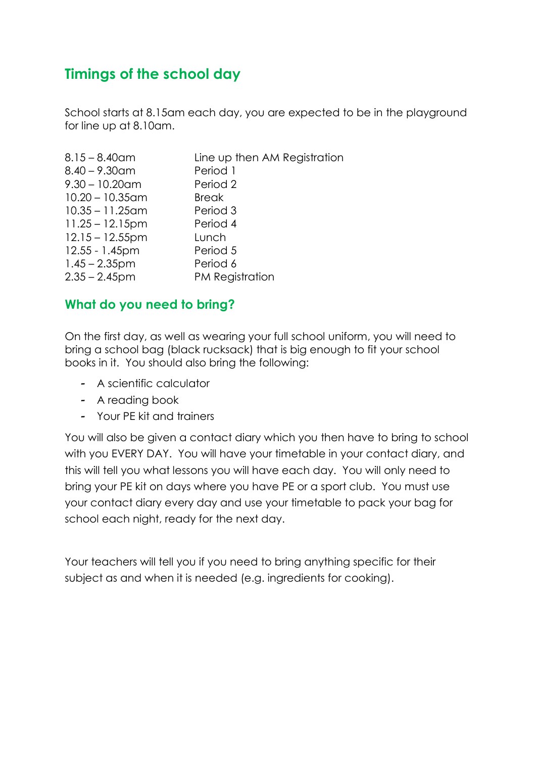## Timings of the school day

School starts at 8.15am each day, you are expected to be in the playground for line up at 8.10am.

| | |
|---|---|
| 8.15 – 8.40am | Line up then AM Registration |
| 8.40 – 9.30am | Period 1 |
| 9.30 – 10.20am | Period 2 |
| 10.20 – 10.35am | Break |
| 10.35 – 11.25am | Period 3 |
| 11.25 – 12.15pm | Period 4 |
| 12.15 – 12.55pm | Lunch |
| 12.55 - 1.45pm | Period 5 |
| 1.45 – 2.35pm | Period 6 |
| 2.35 – 2.45pm | PM Registration |

## What do you need to bring?

On the first day, as well as wearing your full school uniform, you will need to bring a school bag (black rucksack) that is big enough to fit your school books in it. You should also bring the following:

- A scientific calculator
- A reading book
- Your PE kit and trainers

You will also be given a contact diary which you then have to bring to school with you EVERY DAY. You will have your timetable in your contact diary, and this will tell you what lessons you will have each day. You will only need to bring your PE kit on days where you have PE or a sport club. You must use your contact diary every day and use your timetable to pack your bag for school each night, ready for the next day.

Your teachers will tell you if you need to bring anything specific for their subject as and when it is needed (e.g. ingredients for cooking).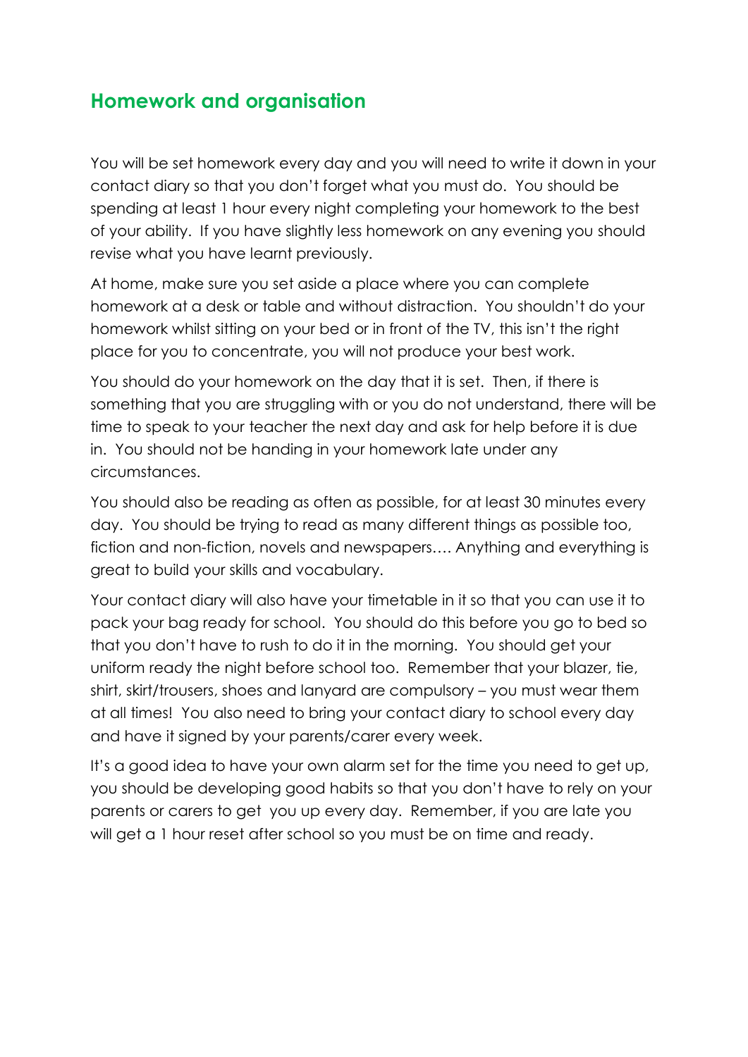## Homework and organisation

You will be set homework every day and you will need to write it down in your contact diary so that you don't forget what you must do. You should be spending at least 1 hour every night completing your homework to the best of your ability. If you have slightly less homework on any evening you should revise what you have learnt previously.

At home, make sure you set aside a place where you can complete homework at a desk or table and without distraction. You shouldn't do your homework whilst sitting on your bed or in front of the TV, this isn't the right place for you to concentrate, you will not produce your best work.

You should do your homework on the day that it is set. Then, if there is something that you are struggling with or you do not understand, there will be time to speak to your teacher the next day and ask for help before it is due in. You should not be handing in your homework late under any circumstances.

You should also be reading as often as possible, for at least 30 minutes every day. You should be trying to read as many different things as possible too, fiction and non-fiction, novels and newspapers…. Anything and everything is great to build your skills and vocabulary.

Your contact diary will also have your timetable in it so that you can use it to pack your bag ready for school. You should do this before you go to bed so that you don't have to rush to do it in the morning. You should get your uniform ready the night before school too. Remember that your blazer, tie, shirt, skirt/trousers, shoes and lanyard are compulsory – you must wear them at all times! You also need to bring your contact diary to school every day and have it signed by your parents/carer every week.

It's a good idea to have your own alarm set for the time you need to get up, you should be developing good habits so that you don't have to rely on your parents or carers to get you up every day. Remember, if you are late you will get a 1 hour reset after school so you must be on time and ready.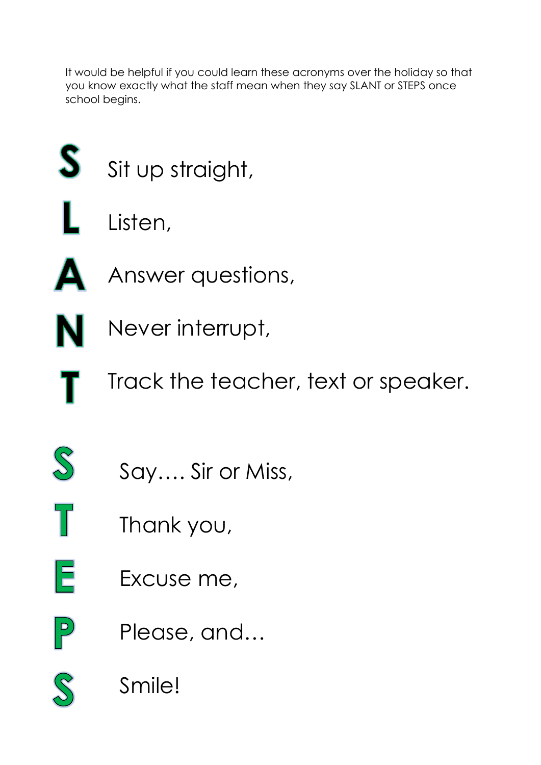It would be helpful if you could learn these acronyms over the holiday so that you know exactly what the staff mean when they say SLANT or STEPS once school begins.

**S** Sit up straight,

**L** Listen,

**A** Answer questions,

**N** Never interrupt,

**T** Track the teacher, text or speaker.

**S** Say…. Sir or Miss,

**T** Thank you,

**E** Excuse me,

**P** Please, and…

**S** Smile!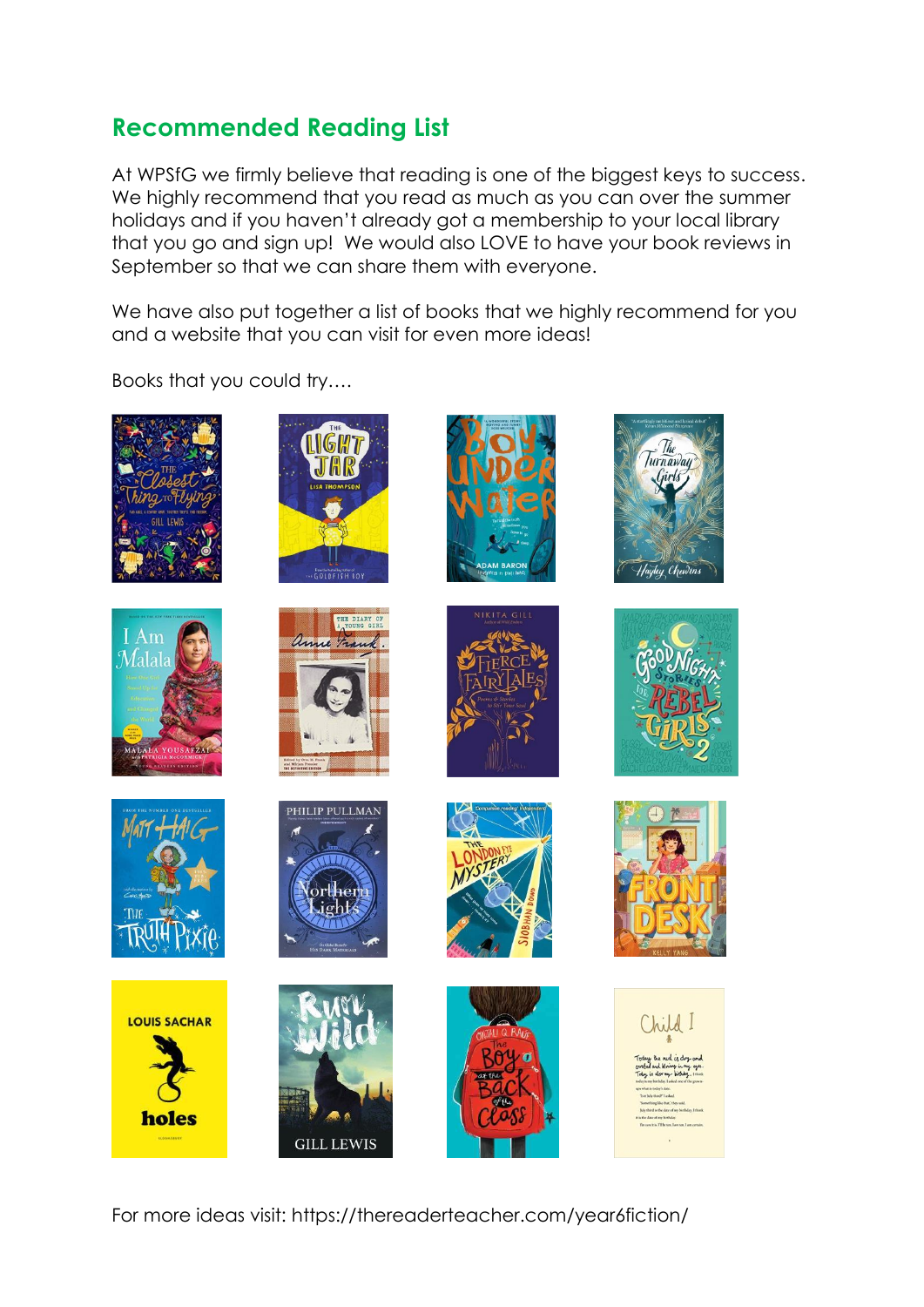## Recommended Reading List

At WPSfG we firmly believe that reading is one of the biggest keys to success. We highly recommend that you read as much as you can over the summer holidays and if you haven't already got a membership to your local library that you go and sign up! We would also LOVE to have your book reviews in September so that we can share them with everyone.

We have also put together a list of books that we highly recommend for you and a website that you can visit for even more ideas!

Books that you could try….

For more ideas visit: https://thereaderteacher.com/year6fiction/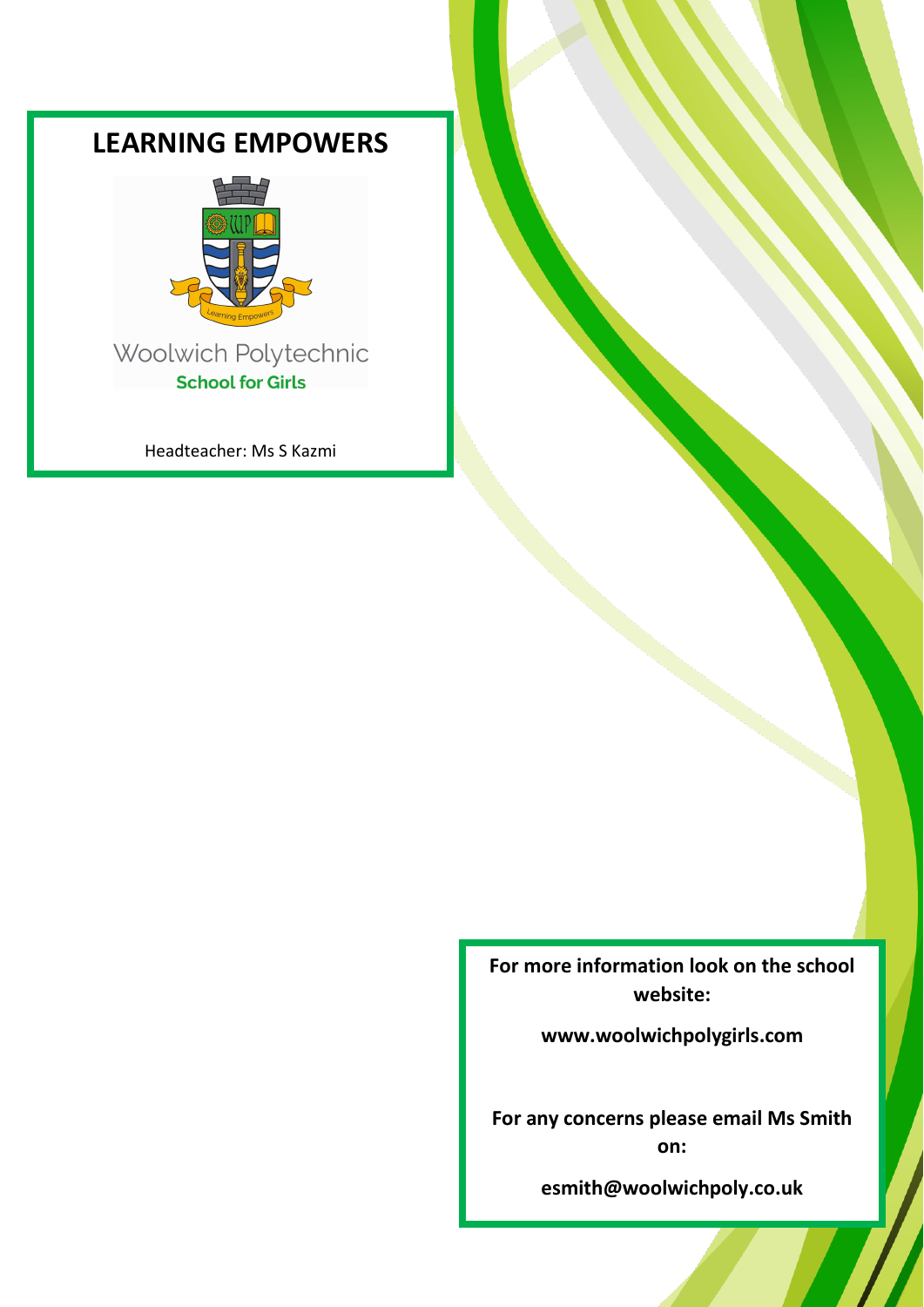# LEARNING EMPOWERS

Learning Empowers

Woolwich Polytechnic

School for Girls

Headteacher: Ms S Kazmi

**For more information look on the school website:**

**www.woolwichpolygirls.com**

**For any concerns please email Ms Smith on:**

**esmith@woolwichpoly.co.uk**